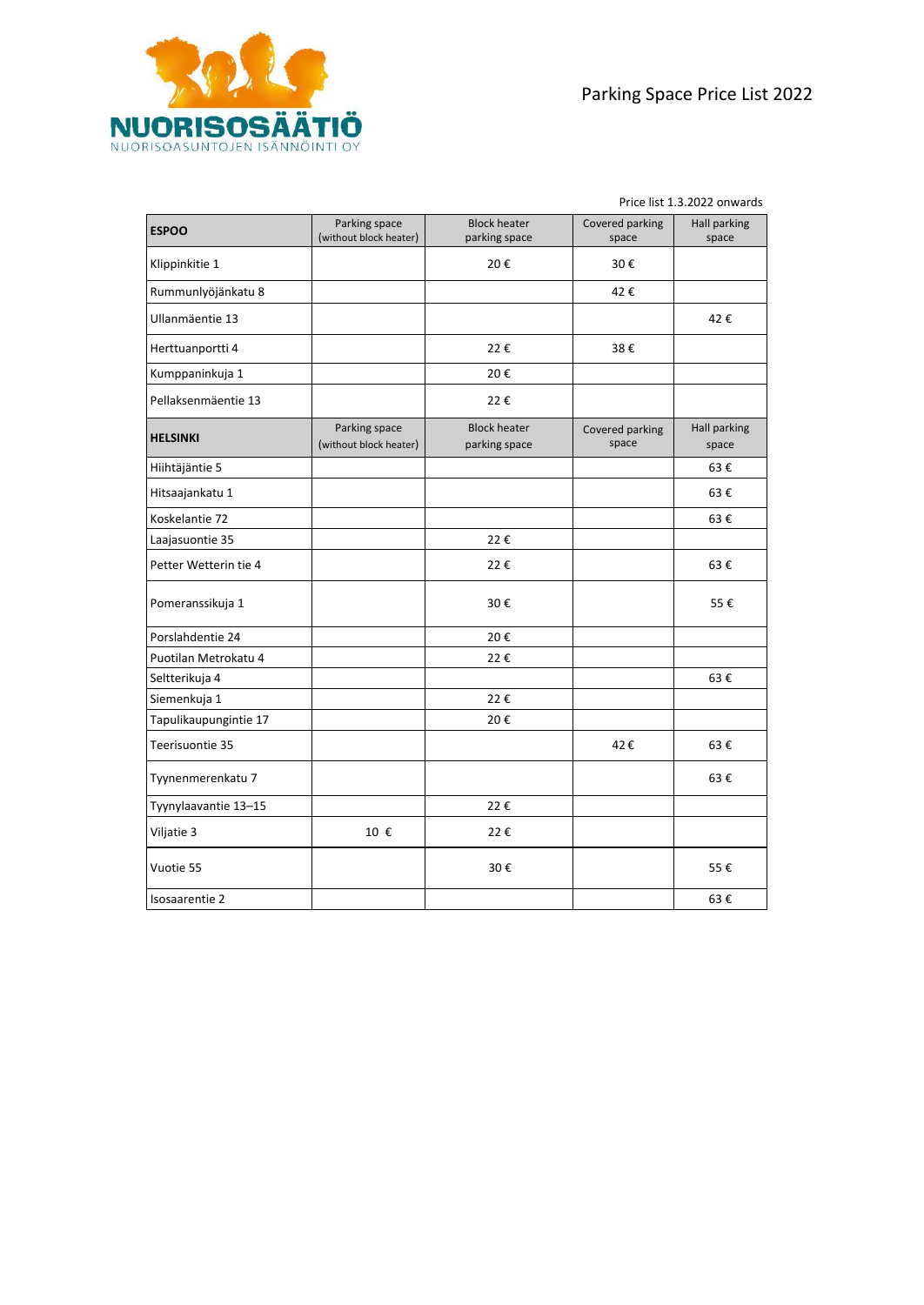NUORISOSÄÄTIÖ

NUORISOASUNTOJEN ISÄNNÖINTI OY

# Parking Space Price List 2022

Price list 1.3.2022 onwards

| **ESPOO** | Parking space (without block heater) | Block heater parking space | Covered parking space | Hall parking space |
|---|---|---|---|---|
| Klippinkitie 1 | | 20 € | 30 € | |
| Rummunlyöjänkatu 8 | | | 42 € | |
| Ullanmäentie 13 | | | | 42 € |
| Herttuanportti 4 | | 22 € | 38 € | |
| Kumppaninkuja 1 | | 20 € | | |
| Pellaksenmäentie 13 | | 22 € | | |
| **HELSINKI** | Parking space (without block heater) | Block heater parking space | Covered parking space | Hall parking space |
| Hiihtäjäntie 5 | | | | 63 € |
| Hitsaajankatu 1 | | | | 63 € |
| Koskelantie 72 | | | | 63 € |
| Laajasuontie 35 | | 22 € | | |
| Petter Wetterin tie 4 | | 22 € | | 63 € |
| Pomeranssikuja 1 | | 30 € | | 55 € |
| Porslahdentie 24 | | 20 € | | |
| Puotilan Metrokatu 4 | | 22 € | | |
| Seltterikuja 4 | | | | 63 € |
| Siemenkuja 1 | | 22 € | | |
| Tapulikaupungintie 17 | | 20 € | | |
| Teerisuontie 35 | | | 42 € | 63 € |
| Tyynenmerenkatu 7 | | | | 63 € |
| Tyynylaavantie 13–15 | | 22 € | | |
| Viljatie 3 | 10 € | 22 € | | |
| Vuotie 55 | | 30 € | | 55 € |
| Isosaarentie 2 | | | | 63 € |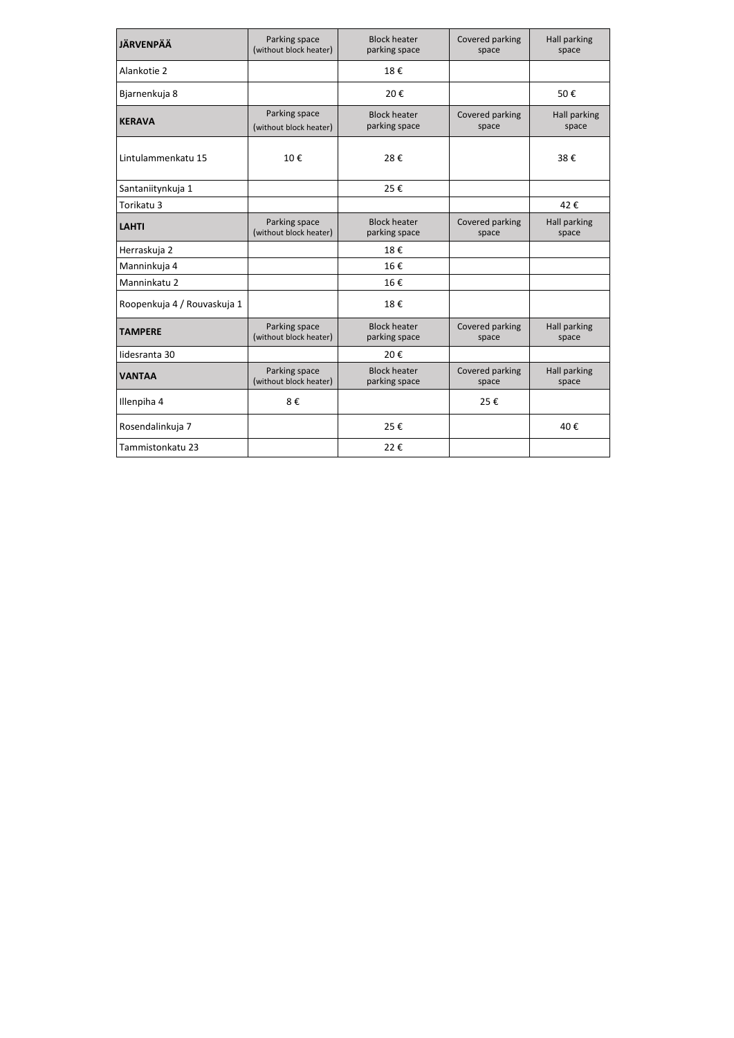| JÄRVENPÄÄ | Parking space (without block heater) | Block heater parking space | Covered parking space | Hall parking space |
|---|---|---|---|---|
| Alankotie 2 | | 18 € | | |
| Bjarnenkuja 8 | | 20 € | | 50 € |
| **KERAVA** | Parking space (without block heater) | Block heater parking space | Covered parking space | Hall parking space |
| Lintulammenkatu 15 | 10 € | 28 € | | 38 € |
| Santaniitynkuja 1 | | 25 € | | |
| Torikatu 3 | | | | 42 € |
| **LAHTI** | Parking space (without block heater) | Block heater parking space | Covered parking space | Hall parking space |
| Herraskuja 2 | | 18 € | | |
| Manninkuja 4 | | 16 € | | |
| Manninkatu 2 | | 16 € | | |
| Roopenkuja 4 / Rouvaskuja 1 | | 18 € | | |
| **TAMPERE** | Parking space (without block heater) | Block heater parking space | Covered parking space | Hall parking space |
| Iidesranta 30 | | 20 € | | |
| **VANTAA** | Parking space (without block heater) | Block heater parking space | Covered parking space | Hall parking space |
| Illenpiha 4 | 8 € | | 25 € | |
| Rosendalinkuja 7 | | 25 € | | 40 € |
| Tammistonkatu 23 | | 22 € | | |